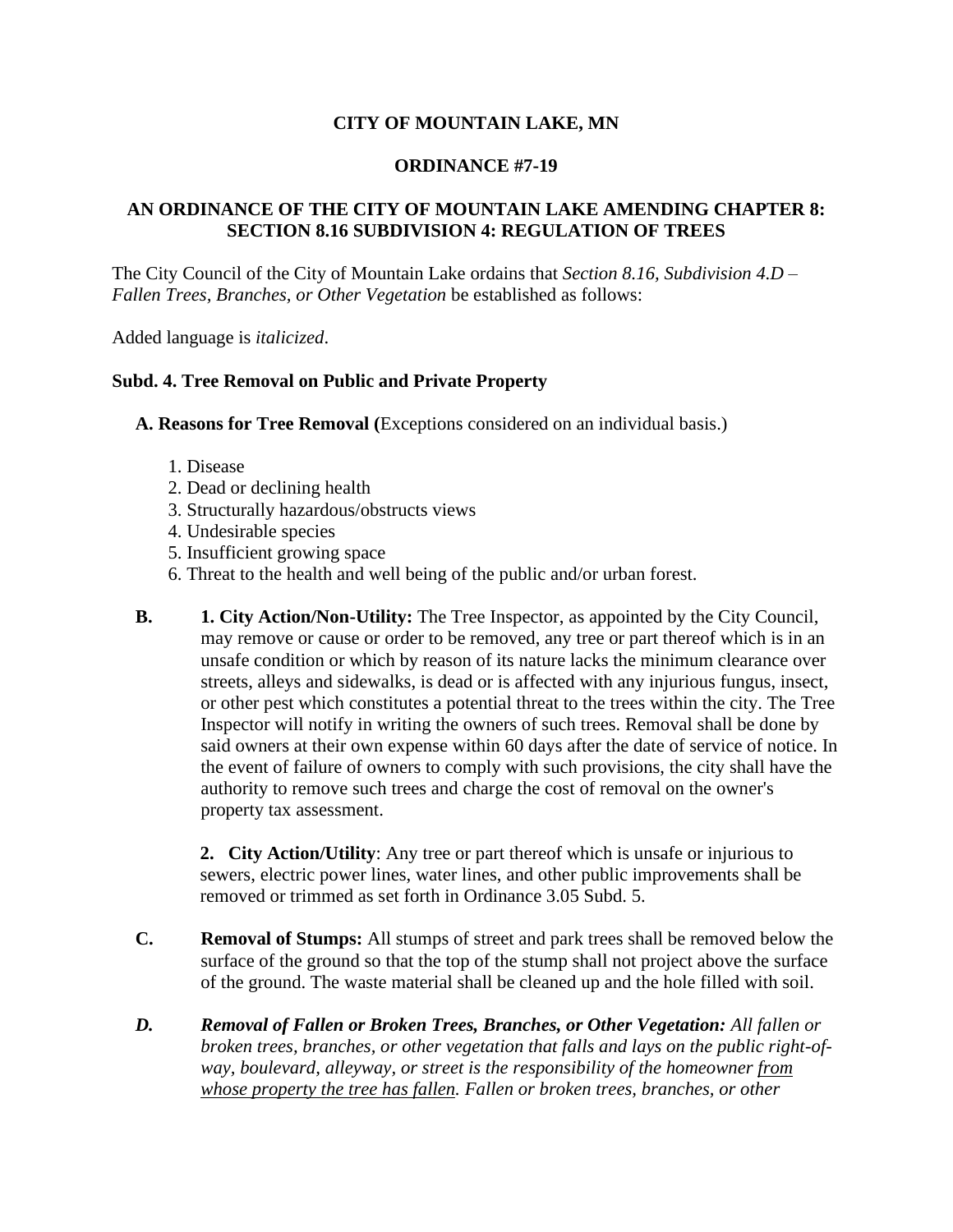**CITY OF MOUNTAIN LAKE, MN**

**ORDINANCE #7-19**

**AN ORDINANCE OF THE CITY OF MOUNTAIN LAKE AMENDING CHAPTER 8: SECTION 8.16 SUBDIVISION 4: REGULATION OF TREES**

The City Council of the City of Mountain Lake ordains that *Section 8.16, Subdivision 4.D – Fallen Trees, Branches, or Other Vegetation* be established as follows:

Added language is *italicized*.

**Subd. 4. Tree Removal on Public and Private Property**

**A. Reasons for Tree Removal (**Exceptions considered on an individual basis.)

1. Disease
2. Dead or declining health
3. Structurally hazardous/obstructs views
4. Undesirable species
5. Insufficient growing space
6. Threat to the health and well being of the public and/or urban forest.

**B.** **1. City Action/Non-Utility:** The Tree Inspector, as appointed by the City Council, may remove or cause or order to be removed, any tree or part thereof which is in an unsafe condition or which by reason of its nature lacks the minimum clearance over streets, alleys and sidewalks, is dead or is affected with any injurious fungus, insect, or other pest which constitutes a potential threat to the trees within the city. The Tree Inspector will notify in writing the owners of such trees. Removal shall be done by said owners at their own expense within 60 days after the date of service of notice. In the event of failure of owners to comply with such provisions, the city shall have the authority to remove such trees and charge the cost of removal on the owner's property tax assessment.

**2. City Action/Utility**: Any tree or part thereof which is unsafe or injurious to sewers, electric power lines, water lines, and other public improvements shall be removed or trimmed as set forth in Ordinance 3.05 Subd. 5.

**C.** **Removal of Stumps:** All stumps of street and park trees shall be removed below the surface of the ground so that the top of the stump shall not project above the surface of the ground. The waste material shall be cleaned up and the hole filled with soil.

***D.*** ***Removal of Fallen or Broken Trees, Branches, or Other Vegetation:*** *All fallen or broken trees, branches, or other vegetation that falls and lays on the public right-of-way, boulevard, alleyway, or street is the responsibility of the homeowner <u>from whose property the tree has fallen</u>. Fallen or broken trees, branches, or other*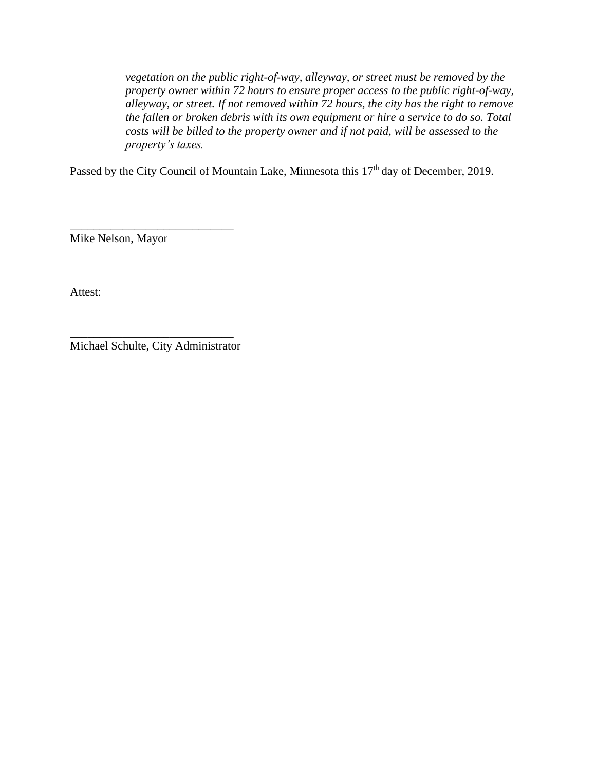*vegetation on the public right-of-way, alleyway, or street must be removed by the property owner within 72 hours to ensure proper access to the public right-of-way, alleyway, or street. If not removed within 72 hours, the city has the right to remove the fallen or broken debris with its own equipment or hire a service to do so. Total costs will be billed to the property owner and if not paid, will be assessed to the property's taxes.*

Passed by the City Council of Mountain Lake, Minnesota this 17th day of December, 2019.

\_\_\_\_\_\_\_\_\_\_\_\_\_\_\_\_\_\_\_\_\_\_\_\_\_\_\_\_

Mike Nelson, Mayor

Attest:

\_\_\_\_\_\_\_\_\_\_\_\_\_\_\_\_\_\_\_\_\_\_\_\_\_\_\_\_

Michael Schulte, City Administrator